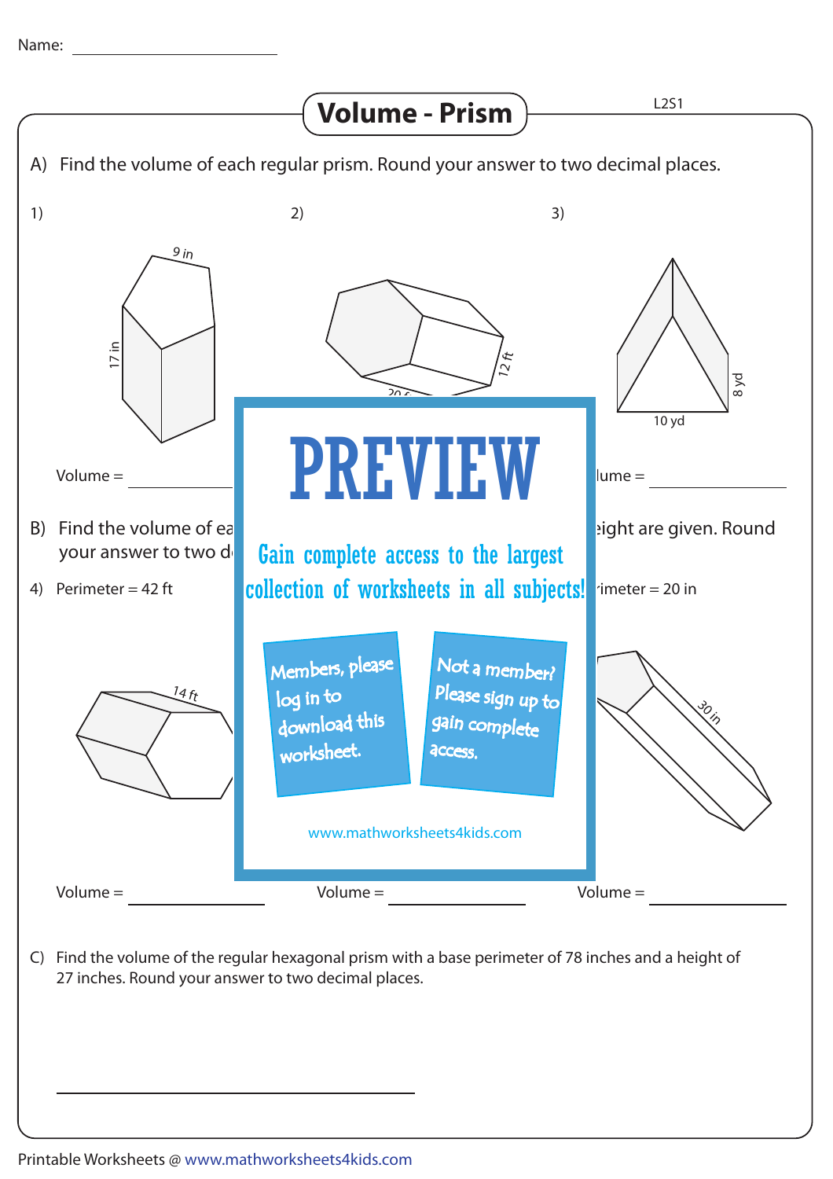Name: ______________________

# Volume - Prism

L2S1

A) Find the volume of each regular prism. Round your answer to two decimal places.

1)

9 in

17 in

Volume = ____________

2)

12 ft

20 f

3)

8 yd

10 yd

lume = ____________

B) Find the volume of ea

your answer to two d

eight are given. Round

4) Perimeter = 42 ft

14 ft

rimeter = 20 in

30 in

# PREVIEW

Gain complete access to the largest collection of worksheets in all subjects!

Members, please log in to download this worksheet.

Not a member? Please sign up to gain complete access.

www.mathworksheets4kids.com

Volume = ____________ Volume = ____________ Volume = ____________

C) Find the volume of the regular hexagonal prism with a base perimeter of 78 inches and a height of 27 inches. Round your answer to two decimal places.

______________________________________

Printable Worksheets @ www.mathworksheets4kids.com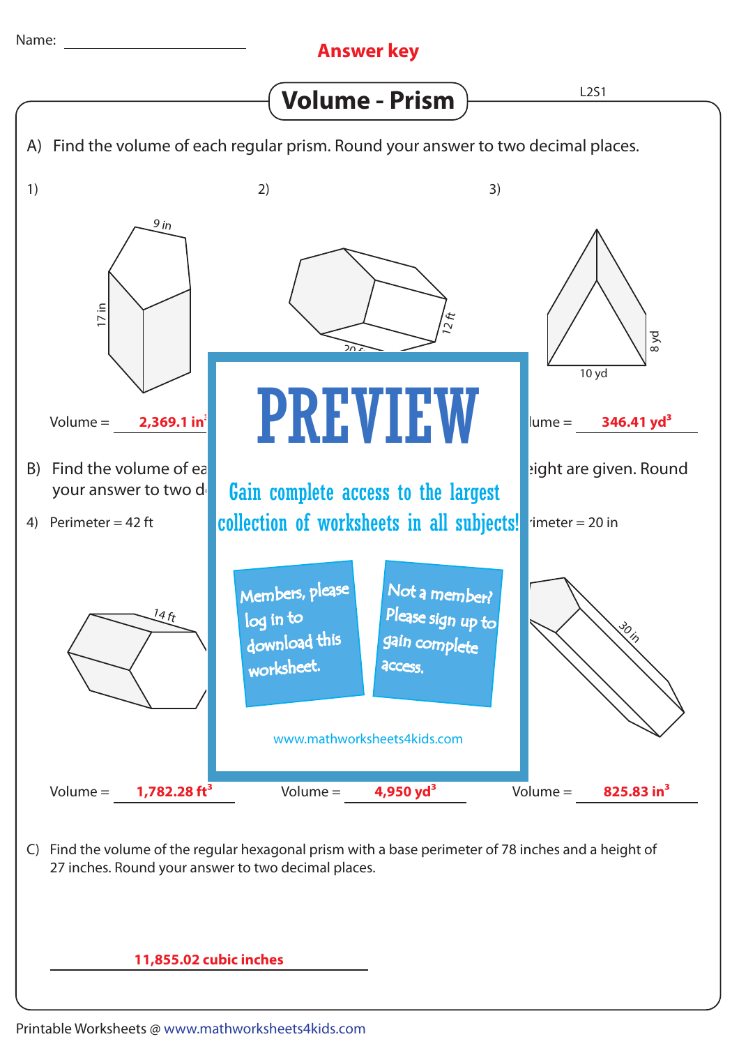Name: ______________________

**Answer key**

# Volume - Prism

L2S1

A) Find the volume of each regular prism. Round your answer to two decimal places.

1)

9 in

17 in

Volume = **2,369.1 in³**

2)

12 ft

20 f

3)

10 yd

8 yd

Volume = **346.41 yd³**

B) Find the volume of ea... ...eight are given. Round your answer to two d...

4) Perimeter = 42 ft

14 ft

Volume = **1,782.28 ft³**

Volume = **4,950 yd³**

...rimeter = 20 in

30 in

Volume = **825.83 in³**

PREVIEW

Gain complete access to the largest collection of worksheets in all subjects!

Members, please log in to download this worksheet.

Not a member? Please sign up to gain complete access.

www.mathworksheets4kids.com

C) Find the volume of the regular hexagonal prism with a base perimeter of 78 inches and a height of 27 inches. Round your answer to two decimal places.

**11,855.02 cubic inches**